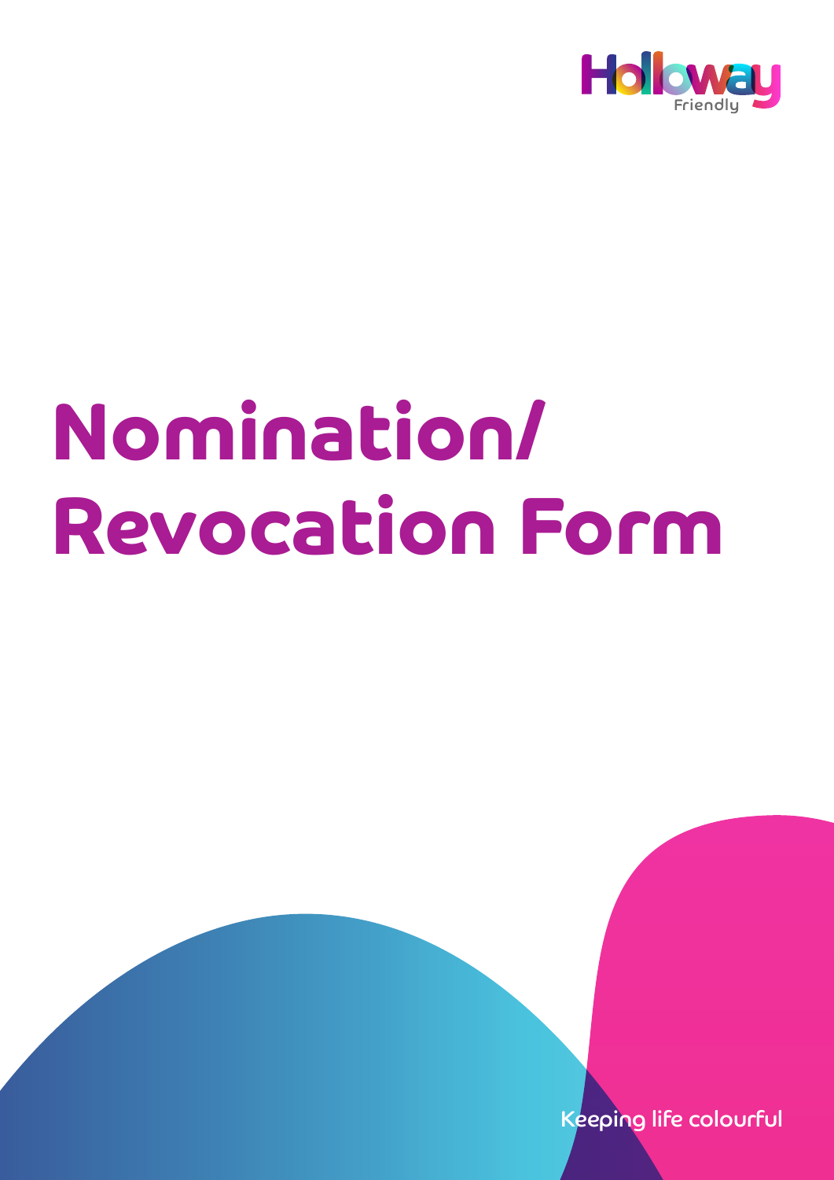Holloway Friendly

# Nomination/ Revocation Form

Keeping life colourful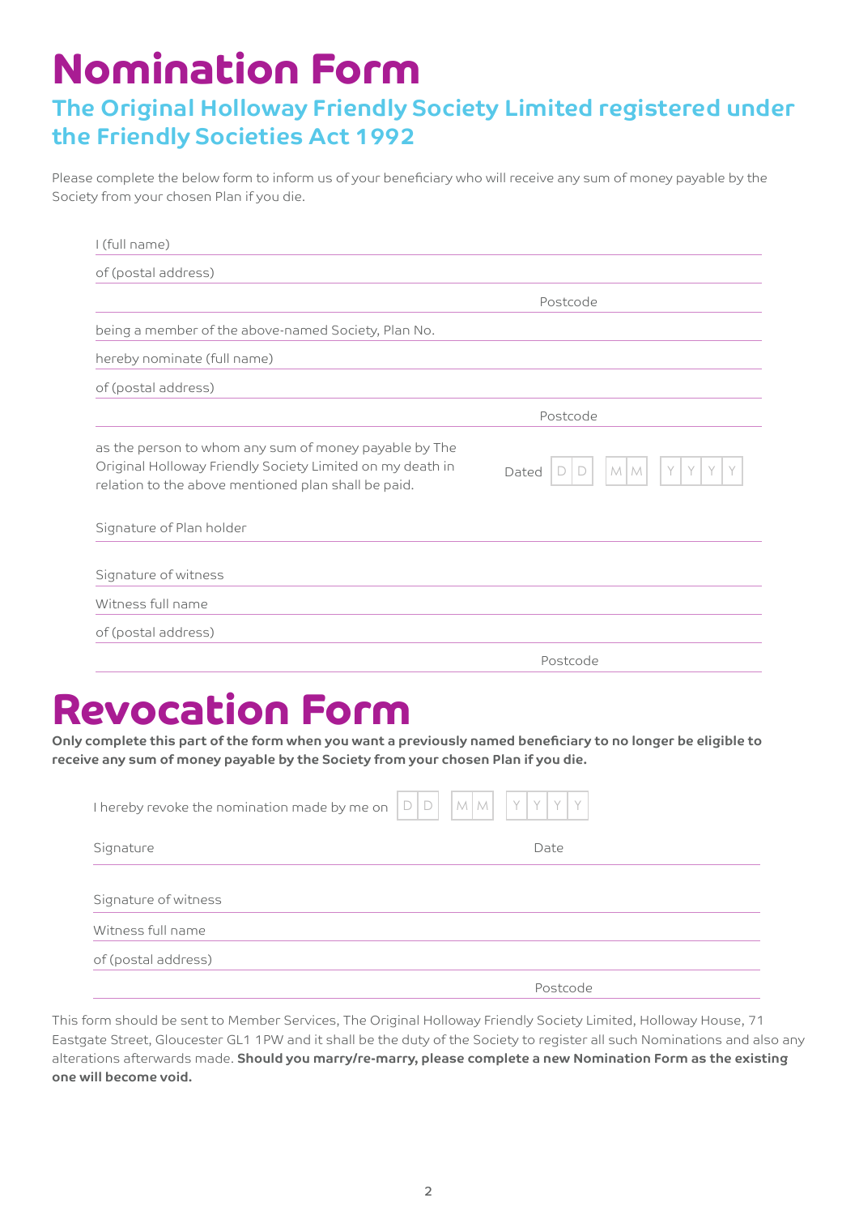# Nomination Form

## The Original Holloway Friendly Society Limited registered under the Friendly Societies Act 1992

Please complete the below form to inform us of your beneficiary who will receive any sum of money payable by the Society from your chosen Plan if you die.

I (full name)

of (postal address)

Postcode

being a member of the above-named Society, Plan No.

hereby nominate (full name)

of (postal address)

Postcode

as the person to whom any sum of money payable by The Original Holloway Friendly Society Limited on my death in relation to the above mentioned plan shall be paid.

Dated D D M M Y Y Y Y

Signature of Plan holder

Signature of witness

Witness full name

of (postal address)

Postcode

# Revocation Form

**Only complete this part of the form when you want a previously named beneficiary to no longer be eligible to receive any sum of money payable by the Society from your chosen Plan if you die.**

I hereby revoke the nomination made by me on D D M M Y Y Y Y

Signature Date

Signature of witness

Witness full name

of (postal address)

Postcode

This form should be sent to Member Services, The Original Holloway Friendly Society Limited, Holloway House, 71 Eastgate Street, Gloucester GL1 1PW and it shall be the duty of the Society to register all such Nominations and also any alterations afterwards made. **Should you marry/re-marry, please complete a new Nomination Form as the existing one will become void.**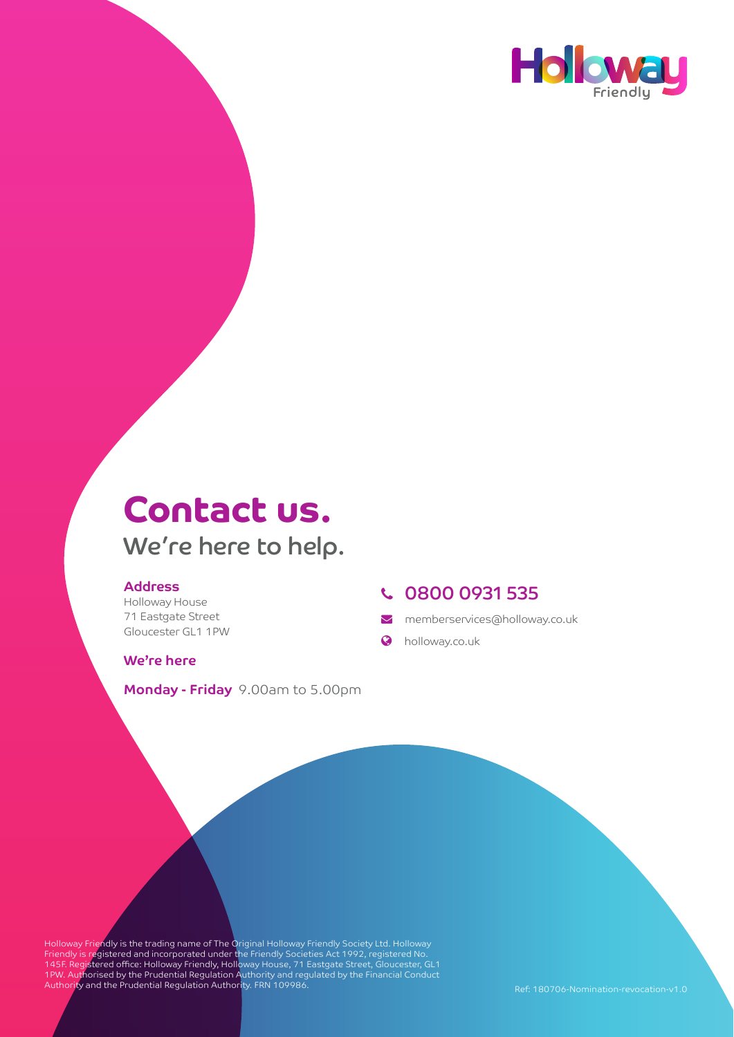Holloway Friendly

# Contact us.

## We're here to help.

**Address**

Holloway House
71 Eastgate Street
Gloucester GL1 1PW

**We're here**

**Monday - Friday** 9.00am to 5.00pm

0800 0931 535

memberservices@holloway.co.uk

holloway.co.uk

Holloway Friendly is the trading name of The Original Holloway Friendly Society Ltd. Holloway Friendly is registered and incorporated under the Friendly Societies Act 1992, registered No. 145F. Registered office: Holloway Friendly, Holloway House, 71 Eastgate Street, Gloucester, GL1 1PW. Authorised by the Prudential Regulation Authority and regulated by the Financial Conduct Authority and the Prudential Regulation Authority. FRN 109986.

Ref: 180706-Nomination-revocation-v1.0